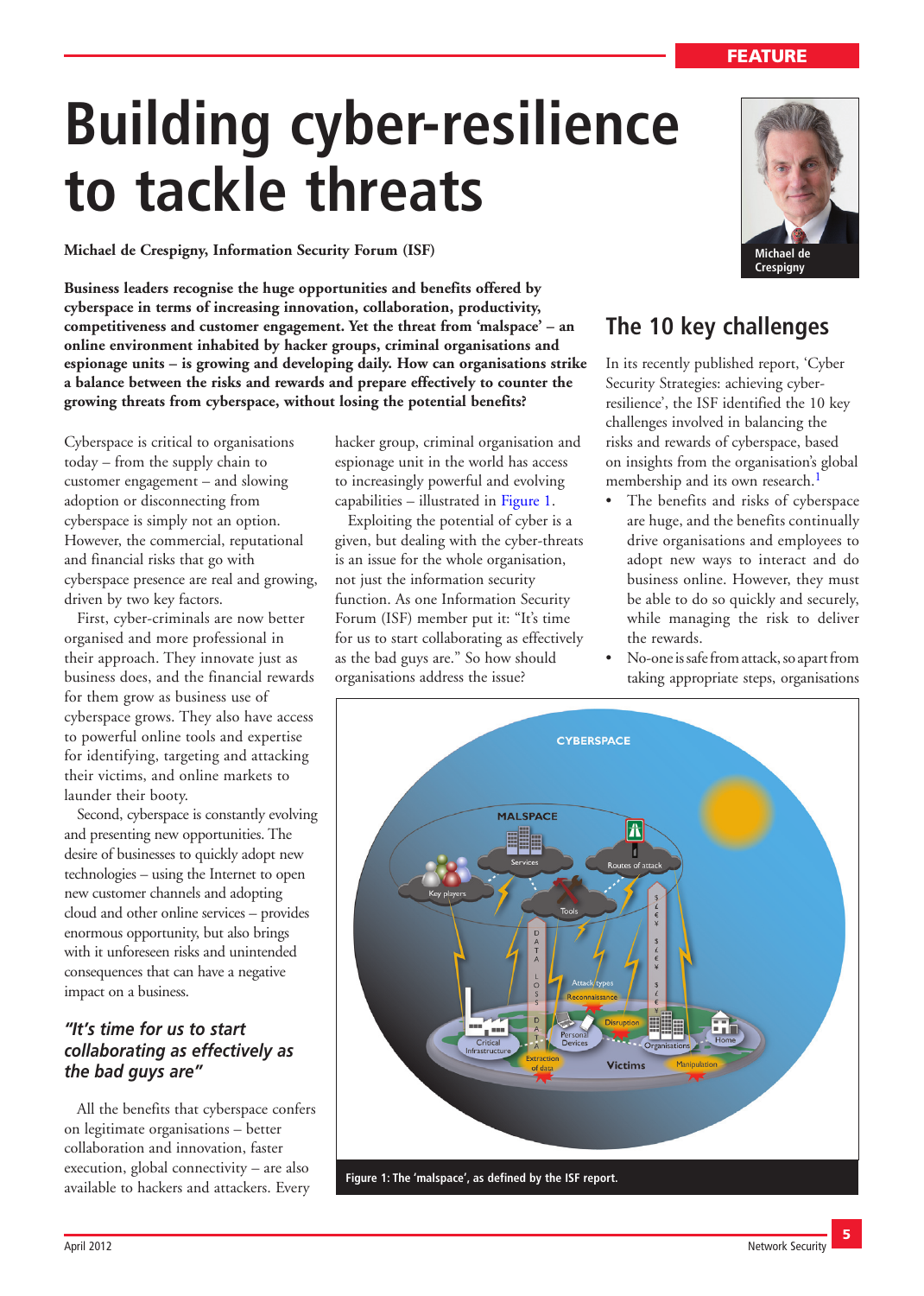# Building cyber-resilience to tackle threats

**Michael de Crespigny, Information Security Forum (ISF)**

Michael de Crespigny

**Business leaders recognise the huge opportunities and benefits offered by cyberspace in terms of increasing innovation, collaboration, productivity, competitiveness and customer engagement. Yet the threat from 'malspace' – an online environment inhabited by hacker groups, criminal organisations and espionage units – is growing and developing daily. How can organisations strike a balance between the risks and rewards and prepare effectively to counter the growing threats from cyberspace, without losing the potential benefits?**

Cyberspace is critical to organisations today – from the supply chain to customer engagement – and slowing adoption or disconnecting from cyberspace is simply not an option. However, the commercial, reputational and financial risks that go with cyberspace presence are real and growing, driven by two key factors.

First, cyber-criminals are now better organised and more professional in their approach. They innovate just as business does, and the financial rewards for them grow as business use of cyberspace grows. They also have access to powerful online tools and expertise for identifying, targeting and attacking their victims, and online markets to launder their booty.

Second, cyberspace is constantly evolving and presenting new opportunities. The desire of businesses to quickly adopt new technologies – using the Internet to open new customer channels and adopting cloud and other online services – provides enormous opportunity, but also brings with it unforeseen risks and unintended consequences that can have a negative impact on a business.

> *"It's time for us to start collaborating as effectively as the bad guys are"*

All the benefits that cyberspace confers on legitimate organisations – better collaboration and innovation, faster execution, global connectivity – are also available to hackers and attackers. Every hacker group, criminal organisation and espionage unit in the world has access to increasingly powerful and evolving capabilities – illustrated in Figure 1.

Exploiting the potential of cyber is a given, but dealing with the cyber-threats is an issue for the whole organisation, not just the information security function. As one Information Security Forum (ISF) member put it: "It's time for us to start collaborating as effectively as the bad guys are." So how should organisations address the issue?

## The 10 key challenges

In its recently published report, 'Cyber Security Strategies: achieving cyber-resilience', the ISF identified the 10 key challenges involved in balancing the risks and rewards of cyberspace, based on insights from the organisation's global membership and its own research.[1]

- The benefits and risks of cyberspace are huge, and the benefits continually drive organisations and employees to adopt new ways to interact and do business online. However, they must be able to do so quickly and securely, while managing the risk to deliver the rewards.
- No-one is safe from attack, so apart from taking appropriate steps, organisations

Figure 1: The 'malspace', as defined by the ISF report.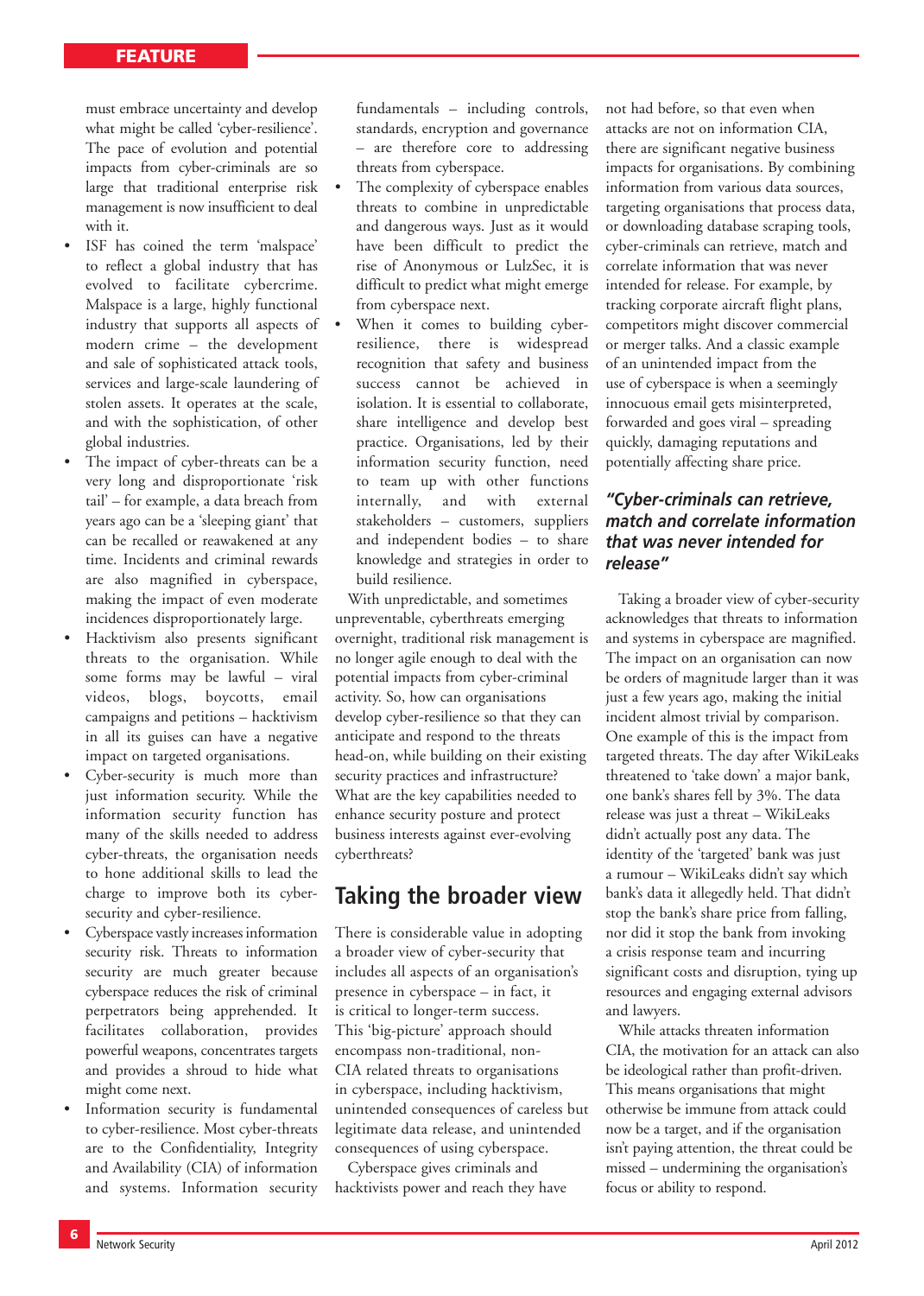must embrace uncertainty and develop what might be called 'cyber-resilience'. The pace of evolution and potential impacts from cyber-criminals are so large that traditional enterprise risk management is now insufficient to deal with it.

- ISF has coined the term 'malspace' to reflect a global industry that has evolved to facilitate cybercrime. Malspace is a large, highly functional industry that supports all aspects of modern crime – there the development and sale of sophisticated attack tools, services and large-scale laundering of stolen assets. It operates at the scale, and with the sophistication, of other global industries.
- The impact of cyber-threats can be a very long and disproportionate 'risk tail' – for example, a data breach from years ago can be a 'sleeping giant' that can be recalled or reawakened at any time. Incidents and criminal rewards are also magnified in cyberspace, making the impact of even moderate incidences disproportionately large.
- Hacktivism also presents significant threats to the organisation. While some forms may be lawful – viral videos, blogs, boycotts, email campaigns and petitions – hacktivism in all its guises can have a negative impact on targeted organisations.
- Cyber-security is much more than just information security. While the information security function has many of the skills needed to address cyber-threats, the organisation needs to hone additional skills to lead the charge to improve both its cyber-security and cyber-resilience.
- Cyberspace vastly increases information security risk. Threats to information security are much greater because cyberspace reduces the risk of criminal perpetrators being apprehended. It facilitates collaboration, provides powerful weapons, concentrates targets and provides a shroud to hide what might come next.
- Information security is fundamental to cyber-resilience. Most cyber-threats are to the Confidentiality, Integrity and Availability (CIA) of information and systems. Information security fundamentals – including controls, standards, encryption and governance – are therefore core to addressing threats from cyberspace.
- The complexity of cyberspace enables threats to combine in unpredictable and dangerous ways. Just as it would have been difficult to predict the rise of Anonymous or LulzSec, it is difficult to predict what might emerge from cyberspace next.
- When it comes to building cyber-resilience, there is widespread recognition that safety and business success cannot be achieved in isolation. It is essential to collaborate, share intelligence and develop best practice. Organisations, led by their information security function, need to team up with other functions internally, and with external stakeholders – customers, suppliers and independent bodies – to share knowledge and strategies in order to build resilience.

With unpredictable, and sometimes unpreventable, cyberthreats emerging overnight, traditional risk management is no longer agile enough to deal with the potential impacts from cyber-criminal activity. So, how can organisations develop cyber-resilience so that they can anticipate and respond to the threats head-on, while building on their existing security practices and infrastructure? What are the key capabilities needed to enhance security posture and protect business interests against ever-evolving cyberthreats?

## Taking the broader view

There is considerable value in adopting a broader view of cyber-security that includes all aspects of an organisation's presence in cyberspace – in fact, it is critical to longer-term success. This 'big-picture' approach should encompass non-traditional, non-CIA related threats to organisations in cyberspace, including hacktivism, unintended consequences of careless but legitimate data release, and unintended consequences of using cyberspace.

Cyberspace gives criminals and hacktivists power and reach they have not had before, so that even when attacks are not on information CIA, there are significant negative business impacts for organisations. By combining information from various data sources, targeting organisations that process data, or downloading database scraping tools, cyber-criminals can retrieve, match and correlate information that was never intended for release. For example, by tracking corporate aircraft flight plans, competitors might discover commercial or merger talks. And a classic example of an unintended impact from the use of cyberspace is when a seemingly innocuous email gets misinterpreted, forwarded and goes viral – spreading quickly, damaging reputations and potentially affecting share price.

***"Cyber-criminals can retrieve, match and correlate information that was never intended for release"***

Taking a broader view of cyber-security acknowledges that threats to information and systems in cyberspace are magnified. The impact on an organisation can now be orders of magnitude larger than it was just a few years ago, making the initial incident almost trivial by comparison. One example of this is the impact from targeted threats. The day after WikiLeaks threatened to 'take down' a major bank, one bank's shares fell by 3%. The data release was just a threat – WikiLeaks didn't actually post any data. The identity of the 'targeted' bank was just a rumour – WikiLeaks didn't say which bank's data it allegedly held. That didn't stop the bank's share price from falling, nor did it stop the bank from invoking a crisis response team and incurring significant costs and disruption, tying up resources and engaging external advisors and lawyers.

While attacks threaten information CIA, the motivation for an attack can also be ideological rather than profit-driven. This means organisations that might otherwise be immune from attack could now be a target, and if the organisation isn't paying attention, the threat could be missed – undermining the organisation's focus or ability to respond.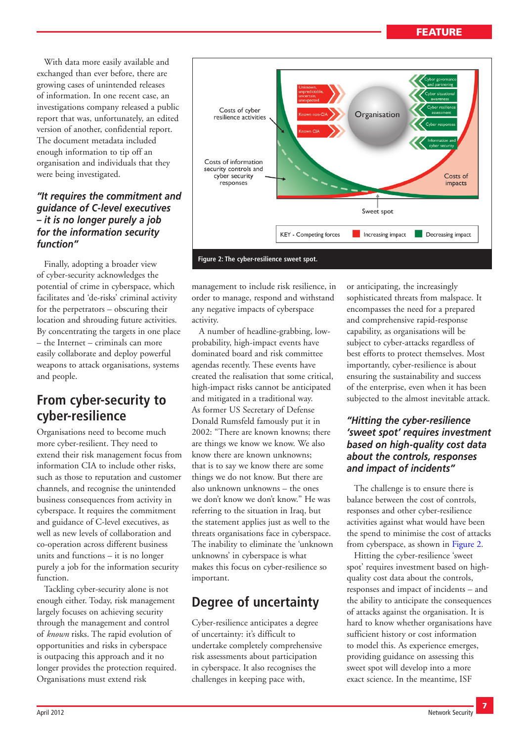With data more easily available and exchanged than ever before, there are growing cases of unintended releases of information. In one recent case, an investigations company released a public report that was, unfortunately, an edited version of another, confidential report. The document metadata included enough information to tip off an organisation and individuals that they were being investigated.

***"It requires the commitment and guidance of C-level executives – it is no longer purely a job for the information security function"***

Finally, adopting a broader view of cyber-security acknowledges the potential of crime in cyberspace, which facilitates and 'de-risks' criminal activity for the perpetrators – obscuring their location and shrouding future activities. By concentrating the targets in one place – the Internet – criminals can more easily collaborate and deploy powerful weapons to attack organisations, systems and people.

## From cyber-security to cyber-resilience

Organisations need to become much more cyber-resilient. They need to extend their risk management focus from information CIA to include other risks, such as those to reputation and customer channels, and recognise the unintended business consequences from activity in cyberspace. It requires the commitment and guidance of C-level executives, as well as new levels of collaboration and co-operation across different business units and functions – it is no longer purely a job for the information security function.

Tackling cyber-security alone is not enough either. Today, risk management largely focuses on achieving security through the management and control of *known* risks. The rapid evolution of opportunities and risks in cyberspace is outpacing this approach and it no longer provides the protection required. Organisations must extend risk management to include risk resilience, in order to manage, respond and withstand any negative impacts of cyberspace activity.

Costs of cyber resilience activities

Costs of information security controls and cyber security responses

Unknown, unpredictable, uncertain, unexpected

Known non-CIA

Known CIA

Organisation

Cyber governance and partnering

Cyber situational awareness

Cyber resilience assessment

Cyber responses

Information and cyber security

Costs of impacts

Sweet spot

KEY - Competing forces

Increasing impact

Decreasing impact

**Figure 2: The cyber-resilience sweet spot.**

A number of headline-grabbing, low-probability, high-impact events have dominated board and risk committee agendas recently. These events have created the realisation that some critical, high-impact risks cannot be anticipated and mitigated in a traditional way. As former US Secretary of Defense Donald Rumsfeld famously put it in 2002: "There are known knowns; there are things we know we know. We also know there are known unknowns; that is to say we know there are some things we do not know. But there are also unknown unknowns – the ones we don't know we don't know." He was referring to the situation in Iraq, but the statement applies just as well to the threats organisations face in cyberspace. The inability to eliminate the 'unknown unknowns' in cyberspace is what makes this focus on cyber-resilience so important.

## Degree of uncertainty

Cyber-resilience anticipates a degree of uncertainty: it's difficult to undertake completely comprehensive risk assessments about participation in cyberspace. It also recognises the challenges in keeping pace with, or anticipating, the increasingly sophisticated threats from malspace. It encompasses the need for a prepared and comprehensive rapid-response capability, as organisations will be subject to cyber-attacks regardless of best efforts to protect themselves. Most importantly, cyber-resilience is about ensuring the sustainability and success of the enterprise, even when it has been subjected to the almost inevitable attack.

***"Hitting the cyber-resilience 'sweet spot' requires investment based on high-quality cost data about the controls, responses and impact of incidents"***

The challenge is to ensure there is balance between the cost of controls, responses and other cyber-resilience activities against what would have been the spend to minimise the cost of attacks from cyberspace, as shown in Figure 2.

Hitting the cyber-resilience 'sweet spot' requires investment based on high-quality cost data about the controls, responses and impact of incidents – and the ability to anticipate the consequences of attacks against the organisation. It is hard to know whether organisations have sufficient history or cost information to model this. As experience emerges, providing guidance on assessing this sweet spot will develop into a more exact science. In the meantime, ISF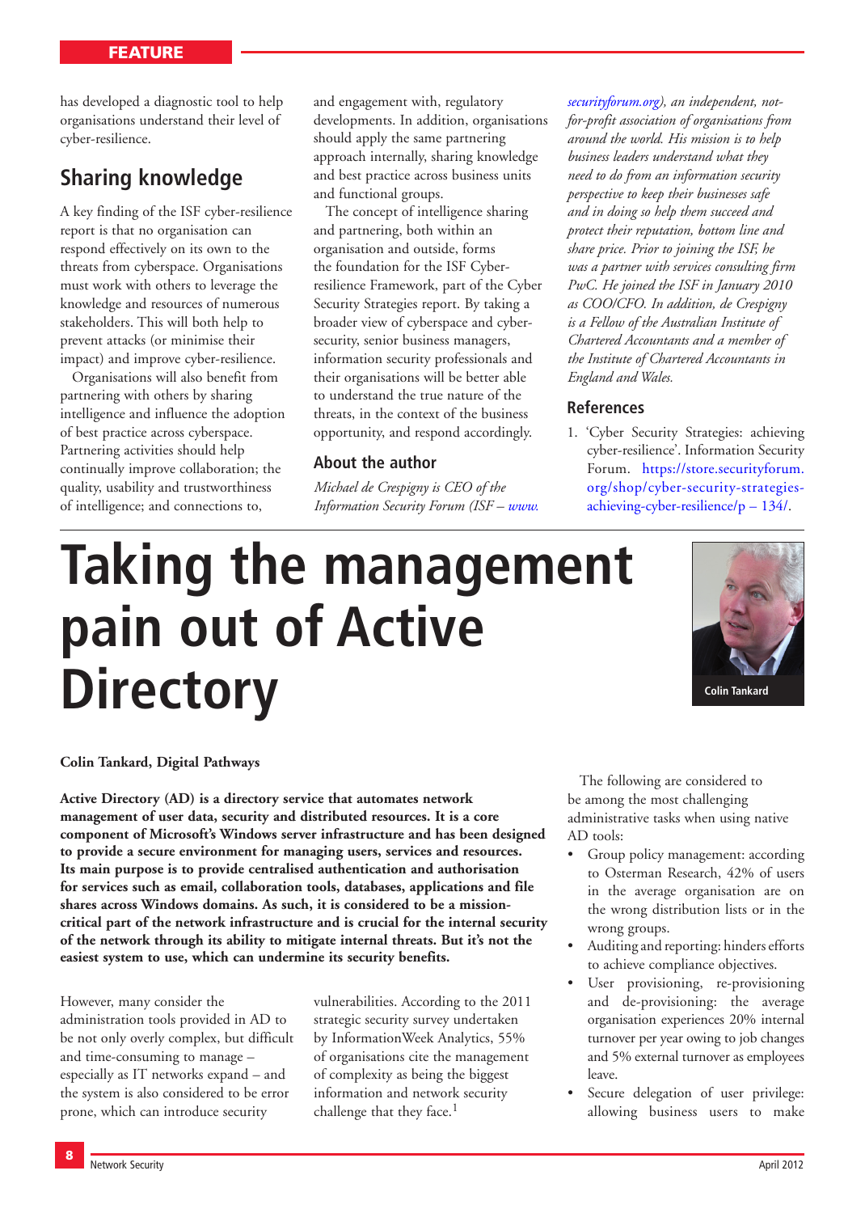has developed a diagnostic tool to help organisations understand their level of cyber-resilience.

## Sharing knowledge

A key finding of the ISF cyber-resilience report is that no organisation can respond effectively on its own to the threats from cyberspace. Organisations must work with others to leverage the knowledge and resources of numerous stakeholders. This will both help to prevent attacks (or minimise their impact) and improve cyber-resilience.

Organisations will also benefit from partnering with others by sharing intelligence and influence the adoption of best practice across cyberspace. Partnering activities should help continually improve collaboration; the quality, usability and trustworthiness of intelligence; and connections to, and engagement with, regulatory developments. In addition, organisations should apply the same partnering approach internally, sharing knowledge and best practice across business units and functional groups.

The concept of intelligence sharing and partnering, both within an organisation and outside, forms the foundation for the ISF Cyber-resilience Framework, part of the Cyber Security Strategies report. By taking a broader view of cyberspace and cyber-security, senior business managers, information security professionals and their organisations will be better able to understand the true nature of the threats, in the context of the business opportunity, and respond accordingly.

## About the author

*Michael de Crespigny is CEO of the Information Security Forum (ISF – www.securityforum.org), an independent, not-for-profit association of organisations from around the world. His mission is to help business leaders understand what they need to do from an information security perspective to keep their businesses safe and in doing so help them succeed and protect their reputation, bottom line and share price. Prior to joining the ISF, he was a partner with services consulting firm PwC. He joined the ISF in January 2010 as COO/CFO. In addition, de Crespigny is a Fellow of the Australian Institute of Chartered Accountants and a member of the Institute of Chartered Accountants in England and Wales.*

## References

1. 'Cyber Security Strategies: achieving cyber-resilience'. Information Security Forum. https://store.securityforum.org/shop/cyber-security-strategies-achieving-cyber-resilience/p – 134/.

# Taking the management pain out of Active Directory

Colin Tankard

**Colin Tankard, Digital Pathways**

**Active Directory (AD) is a directory service that automates network management of user data, security and distributed resources. It is a core component of Microsoft's Windows server infrastructure and has been designed to provide a secure environment for managing users, services and resources. Its main purpose is to provide centralised authentication and authorisation for services such as email, collaboration tools, databases, applications and file shares across Windows domains. As such, it is considered to be a mission-critical part of the network infrastructure and is crucial for the internal security of the network through its ability to mitigate internal threats. But it's not the easiest system to use, which can undermine its security benefits.**

However, many consider the administration tools provided in AD to be not only overly complex, but difficult and time-consuming to manage – especially as IT networks expand – and the system is also considered to be error prone, which can introduce security vulnerabilities. According to the 2011 strategic security survey undertaken by InformationWeek Analytics, 55% of organisations cite the management of complexity as being the biggest information and network security challenge that they face.[1]

The following are considered to be among the most challenging administrative tasks when using native AD tools:

- Group policy management: according to Osterman Research, 42% of users in the average organisation are on the wrong distribution lists or in the wrong groups.
- Auditing and reporting: hinders efforts to achieve compliance objectives.
- User provisioning, re-provisioning and de-provisioning: the average organisation experiences 20% internal turnover per year owing to job changes and 5% external turnover as employees leave.
- Secure delegation of user privilege: allowing business users to make